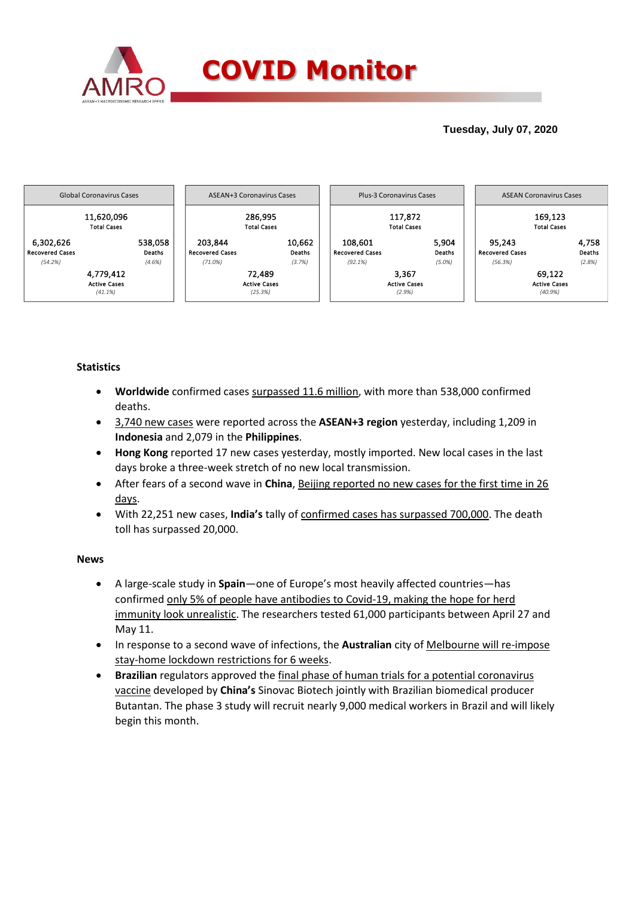# COVID Monitor

**Tuesday, July 07, 2020**

| Global Coronavirus Cases | | |
|---|---|---|
| | 11,620,096 Total Cases | |
| 6,302,626 Recovered Cases *(54.2%)* | | 538,058 Deaths *(4.6%)* |
| | 4,779,412 Active Cases *(41.1%)* | |

| ASEAN+3 Coronavirus Cases | | |
|---|---|---|
| | 286,995 Total Cases | |
| 203,844 Recovered Cases *(71.0%)* | | 10,662 Deaths *(3.7%)* |
| | 72,489 Active Cases *(25.3%)* | |

| Plus-3 Coronavirus Cases | | |
|---|---|---|
| | 117,872 Total Cases | |
| 108,601 Recovered Cases *(92.1%)* | | 5,904 Deaths *(5.0%)* |
| | 3,367 Active Cases *(2.9%)* | |

| ASEAN Coronavirus Cases | | |
|---|---|---|
| | 169,123 Total Cases | |
| 95,243 Recovered Cases *(56.3%)* | | 4,758 Deaths *(2.8%)* |
| | 69,122 Active Cases *(40.9%)* | |

## Statistics

- **Worldwide** confirmed cases surpassed 11.6 million, with more than 538,000 confirmed deaths.
- 3,740 new cases were reported across the **ASEAN+3 region** yesterday, including 1,209 in **Indonesia** and 2,079 in the **Philippines**.
- **Hong Kong** reported 17 new cases yesterday, mostly imported. New local cases in the last days broke a three-week stretch of no new local transmission.
- After fears of a second wave in **China**, Beijing reported no new cases for the first time in 26 days.
- With 22,251 new cases, **India's** tally of confirmed cases has surpassed 700,000. The death toll has surpassed 20,000.

## News

- A large-scale study in **Spain**—one of Europe's most heavily affected countries—has confirmed only 5% of people have antibodies to Covid-19, making the hope for herd immunity look unrealistic. The researchers tested 61,000 participants between April 27 and May 11.
- In response to a second wave of infections, the **Australian** city of Melbourne will re-impose stay-home lockdown restrictions for 6 weeks.
- **Brazilian** regulators approved the final phase of human trials for a potential coronavirus vaccine developed by **China's** Sinovac Biotech jointly with Brazilian biomedical producer Butantan. The phase 3 study will recruit nearly 9,000 medical workers in Brazil and will likely begin this month.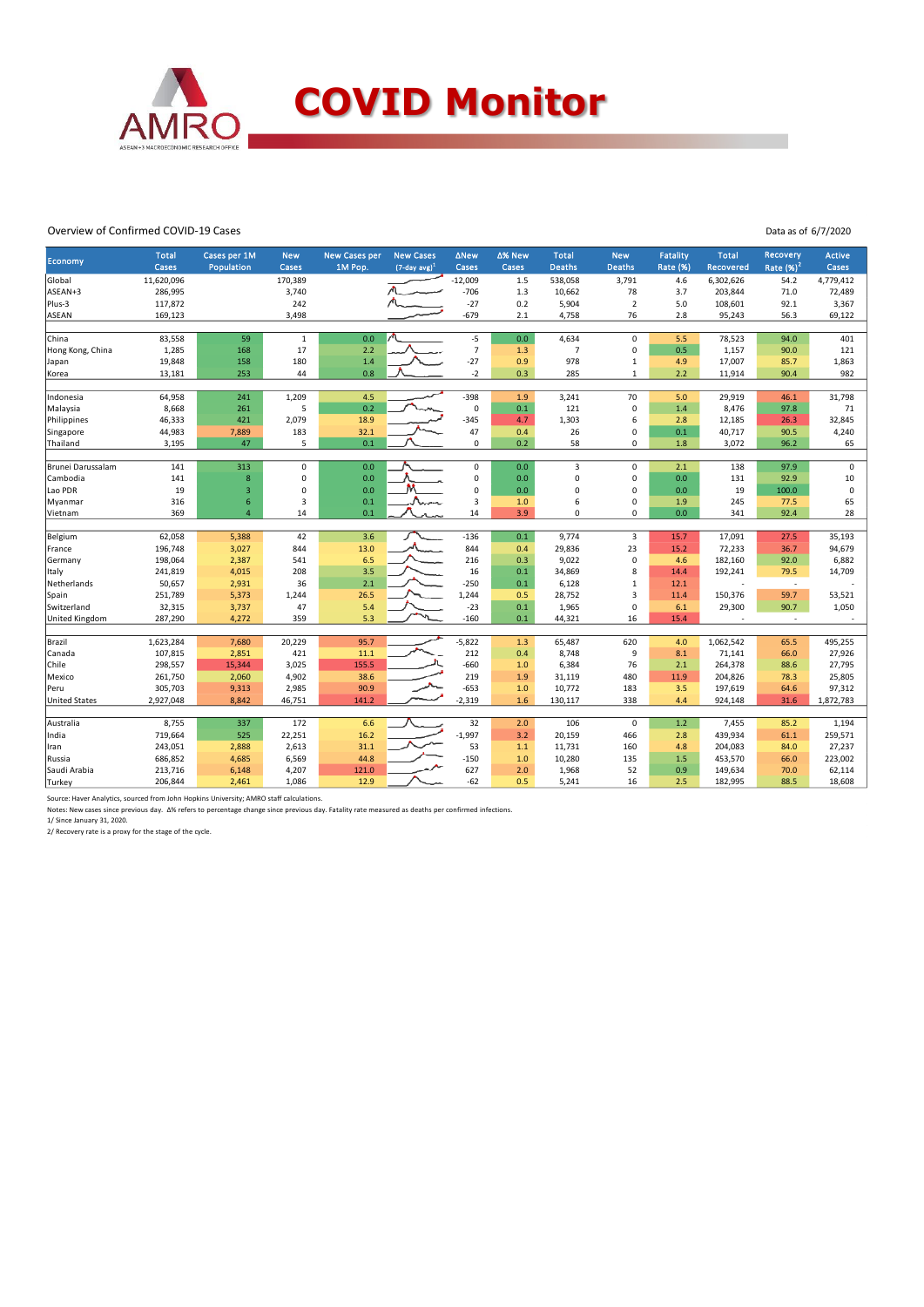# COVID Monitor

Overview of Confirmed COVID-19 Cases

Data as of 6/7/2020

| Economy | Total Cases | Cases per 1M Population | New Cases | New Cases per 1M Pop. | New Cases (7-day avg)[1] | ΔNew Cases | Δ% New Cases | Total Deaths | New Deaths | Fatality Rate (%) | Total Recovered | Recovery Rate (%)[2] | Active Cases |
|---|---|---|---|---|---|---|---|---|---|---|---|---|---|
| Global | 11,620,096 | | 170,389 | | | -12,009 | 1.5 | 538,058 | 3,791 | 4.6 | 6,302,626 | 54.2 | 4,779,412 |
| ASEAN+3 | 286,995 | | 3,740 | | | -706 | 1.3 | 10,662 | 78 | 3.7 | 203,844 | 71.0 | 72,489 |
| Plus-3 | 117,872 | | 242 | | | -27 | 0.2 | 5,904 | 2 | 5.0 | 108,601 | 92.1 | 3,367 |
| ASEAN | 169,123 | | 3,498 | | | -679 | 2.1 | 4,758 | 76 | 2.8 | 95,243 | 56.3 | 69,122 |
| | | | | | | | | | | | | | |
| China | 83,558 | 59 | 1 | 0.0 | | -5 | 0.0 | 4,634 | 0 | 5.5 | 78,523 | 94.0 | 401 |
| Hong Kong, China | 1,285 | 168 | 17 | 2.2 | | 7 | 1.3 | 7 | 0 | 0.5 | 1,157 | 90.0 | 121 |
| Japan | 19,848 | 158 | 180 | 1.4 | | -27 | 0.9 | 978 | 1 | 4.9 | 17,007 | 85.7 | 1,863 |
| Korea | 13,181 | 253 | 44 | 0.8 | | -2 | 0.3 | 285 | 1 | 2.2 | 11,914 | 90.4 | 982 |
| | | | | | | | | | | | | | |
| Indonesia | 64,958 | 241 | 1,209 | 4.5 | | -398 | 1.9 | 3,241 | 70 | 5.0 | 29,919 | 46.1 | 31,798 |
| Malaysia | 8,668 | 261 | 5 | 0.2 | | 0 | 0.1 | 121 | 0 | 1.4 | 8,476 | 97.8 | 71 |
| Philippines | 46,333 | 421 | 2,079 | 18.9 | | -345 | 4.7 | 1,303 | 6 | 2.8 | 12,185 | 26.3 | 32,845 |
| Singapore | 44,983 | 7,889 | 183 | 32.1 | | 47 | 0.4 | 26 | 0 | 0.1 | 40,717 | 90.5 | 4,240 |
| Thailand | 3,195 | 47 | 5 | 0.1 | | 0 | 0.2 | 58 | 0 | 1.8 | 3,072 | 96.2 | 65 |
| | | | | | | | | | | | | | |
| Brunei Darussalam | 141 | 313 | 0 | 0.0 | | 0 | 0.0 | 3 | 0 | 2.1 | 138 | 97.9 | 0 |
| Cambodia | 141 | 8 | 0 | 0.0 | | 0 | 0.0 | 0 | 0 | 0.0 | 131 | 92.9 | 10 |
| Lao PDR | 19 | 3 | 0 | 0.0 | | 0 | 0.0 | 0 | 0 | 0.0 | 19 | 100.0 | 0 |
| Myanmar | 316 | 6 | 3 | 0.1 | | 3 | 1.0 | 6 | 0 | 1.9 | 245 | 77.5 | 65 |
| Vietnam | 369 | 4 | 14 | 0.1 | | 14 | 3.9 | 0 | 0 | 0.0 | 341 | 92.4 | 28 |
| | | | | | | | | | | | | | |
| Belgium | 62,058 | 5,388 | 42 | 3.6 | | -136 | 0.1 | 9,774 | 3 | 15.7 | 17,091 | 27.5 | 35,193 |
| France | 196,748 | 3,027 | 844 | 13.0 | | 844 | 0.4 | 29,836 | 23 | 15.2 | 72,233 | 36.7 | 94,679 |
| Germany | 198,064 | 2,387 | 541 | 6.5 | | 216 | 0.3 | 9,022 | 0 | 4.6 | 182,160 | 92.0 | 6,882 |
| Italy | 241,819 | 4,015 | 208 | 3.5 | | 16 | 0.1 | 34,869 | 8 | 14.4 | 192,241 | 79.5 | 14,709 |
| Netherlands | 50,657 | 2,931 | 36 | 2.1 | | -250 | 0.1 | 6,128 | 1 | 12.1 | - | - | - |
| Spain | 251,789 | 5,373 | 1,244 | 26.5 | | 1,244 | 0.5 | 28,752 | 3 | 11.4 | 150,376 | 59.7 | 53,521 |
| Switzerland | 32,315 | 3,737 | 47 | 5.4 | | -23 | 0.1 | 1,965 | 0 | 6.1 | 29,300 | 90.7 | 1,050 |
| United Kingdom | 287,290 | 4,272 | 359 | 5.3 | | -160 | 0.1 | 44,321 | 16 | 15.4 | - | - | - |
| | | | | | | | | | | | | | |
| Brazil | 1,623,284 | 7,680 | 20,229 | 95.7 | | -5,822 | 1.3 | 65,487 | 620 | 4.0 | 1,062,542 | 65.5 | 495,255 |
| Canada | 107,815 | 2,851 | 421 | 11.1 | | 212 | 0.4 | 8,748 | 9 | 8.1 | 71,141 | 66.0 | 27,926 |
| Chile | 298,557 | 15,344 | 3,025 | 155.5 | | -660 | 1.0 | 6,384 | 76 | 2.1 | 264,378 | 88.6 | 27,795 |
| Mexico | 261,750 | 2,060 | 4,902 | 38.6 | | 219 | 1.9 | 31,119 | 480 | 11.9 | 204,826 | 78.3 | 25,805 |
| Peru | 305,703 | 9,313 | 2,985 | 90.9 | | -653 | 1.0 | 10,772 | 183 | 3.5 | 197,619 | 64.6 | 97,312 |
| United States | 2,927,048 | 8,842 | 46,751 | 141.2 | | -2,319 | 1.6 | 130,117 | 338 | 4.4 | 924,148 | 31.6 | 1,872,783 |
| | | | | | | | | | | | | | |
| Australia | 8,755 | 337 | 172 | 6.6 | | 32 | 2.0 | 106 | 0 | 1.2 | 7,455 | 85.2 | 1,194 |
| India | 719,664 | 525 | 22,251 | 16.2 | | -1,997 | 3.2 | 20,159 | 466 | 2.8 | 439,934 | 61.1 | 259,571 |
| Iran | 243,051 | 2,888 | 2,613 | 31.1 | | 53 | 1.1 | 11,731 | 160 | 4.8 | 204,083 | 84.0 | 27,237 |
| Russia | 686,852 | 4,685 | 6,569 | 44.8 | | -150 | 1.0 | 10,280 | 135 | 1.5 | 453,570 | 66.0 | 223,002 |
| Saudi Arabia | 213,716 | 6,148 | 4,207 | 121.0 | | 627 | 2.0 | 1,968 | 52 | 0.9 | 149,634 | 70.0 | 62,114 |
| Turkey | 206,844 | 2,461 | 1,086 | 12.9 | | -62 | 0.5 | 5,241 | 16 | 2.5 | 182,995 | 88.5 | 18,608 |

Source: Haver Analytics, sourced from John Hopkins University; AMRO staff calculations.

Notes: New cases since previous day. Δ% refers to percentage change since previous day. Fatality rate measured as deaths per confirmed infections.

1/ Since January 31, 2020.

2/ Recovery rate is a proxy for the stage of the cycle.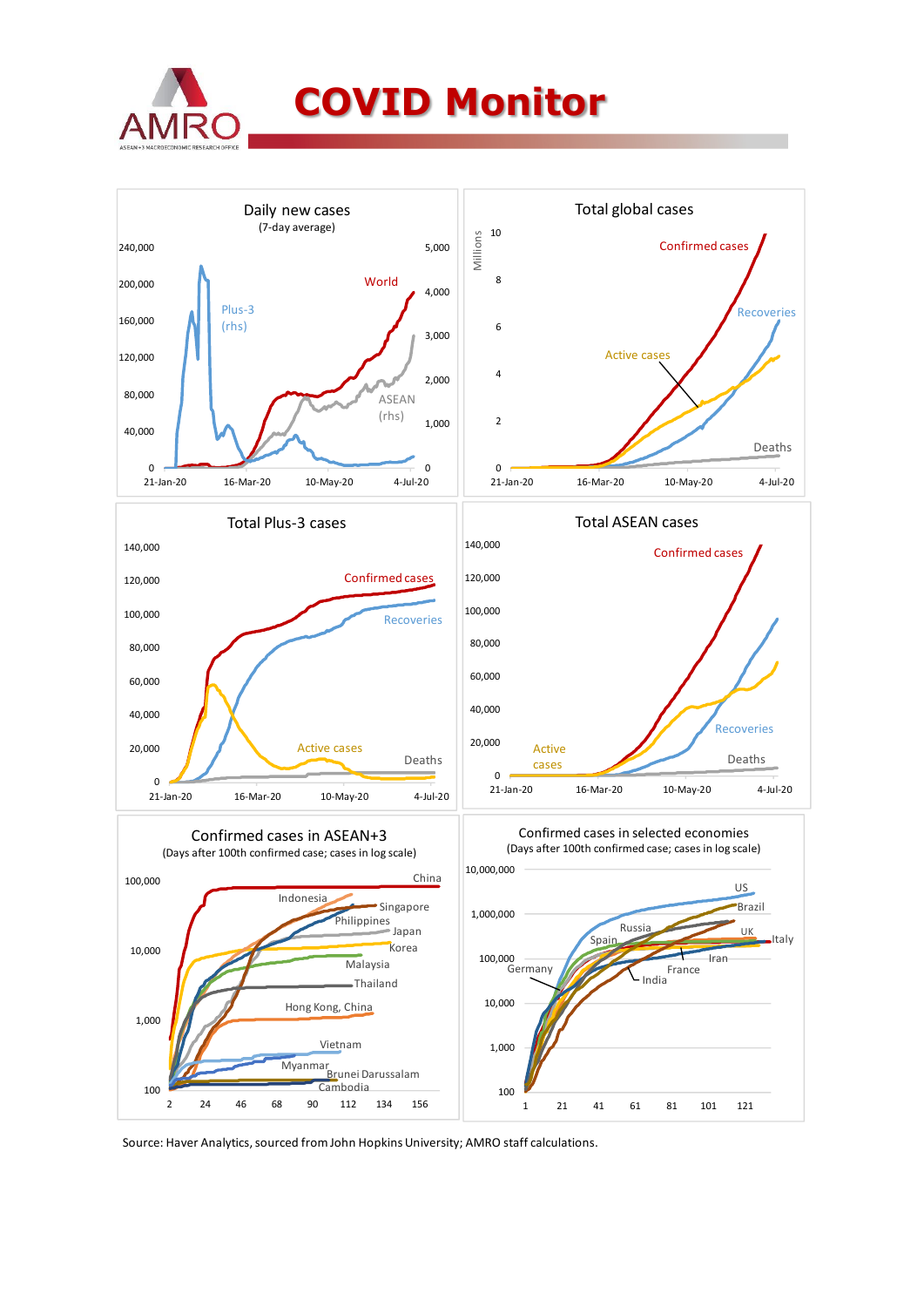# COVID Monitor

AMRO
ASEAN+3 MACROECONOMIC RESEARCH OFFICE

## Daily new cases

(7-day average)

240,000
200,000
160,000
120,000
80,000
40,000
0

5,000
4,000
3,000
2,000
1,000
0

World
Plus-3 (rhs)
ASEAN (rhs)

21-Jan-20 16-Mar-20 10-May-20 4-Jul-20

## Total global cases

Millions

10
8
6
4
2
0

Confirmed cases
Recoveries
Active cases
Deaths

21-Jan-20 16-Mar-20 10-May-20 4-Jul-20

## Total Plus-3 cases

140,000
120,000
100,000
80,000
60,000
40,000
20,000
0

Confirmed cases
Recoveries
Active cases
Deaths

21-Jan-20 16-Mar-20 10-May-20 4-Jul-20

## Total ASEAN cases

140,000
120,000
100,000
80,000
60,000
40,000
20,000
0

Confirmed cases
Recoveries
Active cases
Deaths

21-Jan-20 16-Mar-20 10-May-20 4-Jul-20

## Confirmed cases in ASEAN+3

(Days after 100th confirmed case; cases in log scale)

100,000
10,000
1,000
100

China
Indonesia
Singapore
Philippines
Japan
Korea
Malaysia
Thailand
Hong Kong, China
Vietnam
Myanmar
Brunei Darussalam
Cambodia

2 24 46 68 90 112 134 156

## Confirmed cases in selected economies

(Days after 100th confirmed case; cases in log scale)

10,000,000
1,000,000
100,000
10,000
1,000
100

US
Brazil
UK
Russia
Spain
Italy
Germany
Iran
France
India

1 21 41 61 81 101 121

Source: Haver Analytics, sourced from John Hopkins University; AMRO staff calculations.